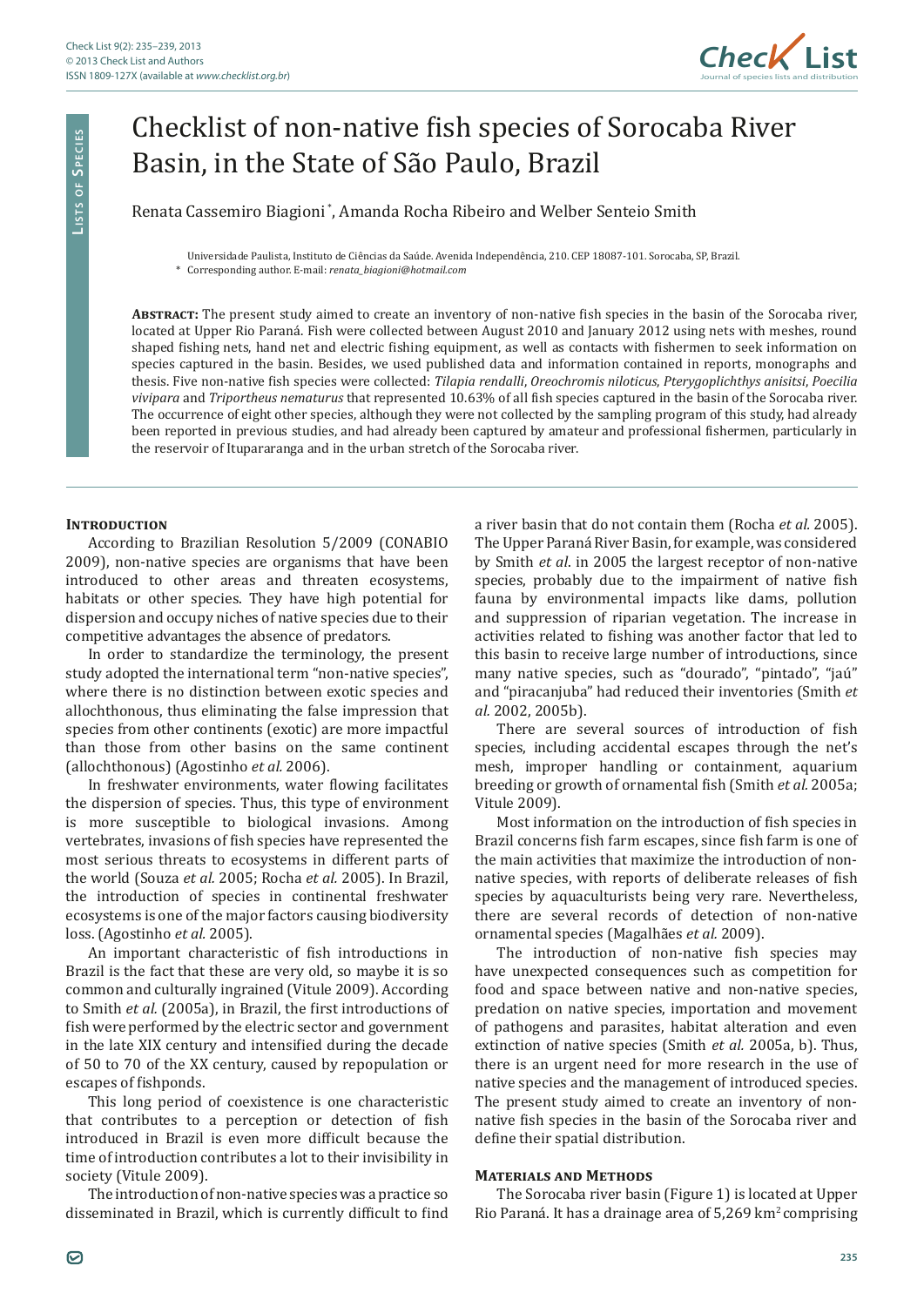# Checklist of non-native fish species of Sorocaba River Basin, in the State of São Paulo, Brazil

Renata Cassemiro Biagioni*, Amanda Rocha Ribeiro and Welber Senteio Smith

Universidade Paulista, Instituto de Ciências da Saúde. Avenida Independência, 210. CEP 18087-101. Sorocaba, SP, Brazil.
\* Corresponding author. E-mail: *renata_biagioni@hotmail.com*

**Abstract:** The present study aimed to create an inventory of non-native fish species in the basin of the Sorocaba river, located at Upper Rio Paraná. Fish were collected between August 2010 and January 2012 using nets with meshes, round shaped fishing nets, hand net and electric fishing equipment, as well as contacts with fishermen to seek information on species captured in the basin. Besides, we used published data and information contained in reports, monographs and thesis. Five non-native fish species were collected: *Tilapia rendalli*, *Oreochromis niloticus*, *Pterygoplichthys anisitsi*, *Poecilia vivipara* and *Triportheus nematurus* that represented 10.63% of all fish species captured in the basin of the Sorocaba river. The occurrence of eight other species, although they were not collected by the sampling program of this study, had already been reported in previous studies, and had already been captured by amateur and professional fishermen, particularly in the reservoir of Itupararanga and in the urban stretch of the Sorocaba river.

## Introduction

According to Brazilian Resolution 5/2009 (CONABIO 2009), non-native species are organisms that have been introduced to other areas and threaten ecosystems, habitats or other species. They have high potential for dispersion and occupy niches of native species due to their competitive advantages the absence of predators.

In order to standardize the terminology, the present study adopted the international term "non-native species", where there is no distinction between exotic species and allochthonous, thus eliminating the false impression that species from other continents (exotic) are more impactful than those from other basins on the same continent (allochthonous) (Agostinho *et al.* 2006).

In freshwater environments, water flowing facilitates the dispersion of species. Thus, this type of environment is more susceptible to biological invasions. Among vertebrates, invasions of fish species have represented the most serious threats to ecosystems in different parts of the world (Souza *et al.* 2005; Rocha *et al.* 2005). In Brazil, the introduction of species in continental freshwater ecosystems is one of the major factors causing biodiversity loss. (Agostinho *et al.* 2005).

An important characteristic of fish introductions in Brazil is the fact that these are very old, so maybe it is so common and culturally ingrained (Vitule 2009). According to Smith *et al.* (2005a), in Brazil, the first introductions of fish were performed by the electric sector and government in the late XIX century and intensified during the decade of 50 to 70 of the XX century, caused by repopulation or escapes of fishponds.

This long period of coexistence is one characteristic that contributes to a perception or detection of fish introduced in Brazil is even more difficult because the time of introduction contributes a lot to their invisibility in society (Vitule 2009).

The introduction of non-native species was a practice so disseminated in Brazil, which is currently difficult to find a river basin that do not contain them (Rocha *et al.* 2005). The Upper Paraná River Basin, for example, was considered by Smith *et al*. in 2005 the largest receptor of non-native species, probably due to the impairment of native fish fauna by environmental impacts like dams, pollution and suppression of riparian vegetation. The increase in activities related to fishing was another factor that led to this basin to receive large number of introductions, since many native species, such as "dourado", "pintado", "jaú" and "piracanjuba" had reduced their inventories (Smith *et al.* 2002, 2005b).

There are several sources of introduction of fish species, including accidental escapes through the net's mesh, improper handling or containment, aquarium breeding or growth of ornamental fish (Smith *et al.* 2005a; Vitule 2009).

Most information on the introduction of fish species in Brazil concerns fish farm escapes, since fish farm is one of the main activities that maximize the introduction of non-native species, with reports of deliberate releases of fish species by aquaculturists being very rare. Nevertheless, there are several records of detection of non-native ornamental species (Magalhães *et al.* 2009).

The introduction of non-native fish species may have unexpected consequences such as competition for food and space between native and non-native species, predation on native species, importation and movement of pathogens and parasites, habitat alteration and even extinction of native species (Smith *et al.* 2005a, b). Thus, there is an urgent need for more research in the use of native species and the management of introduced species. The present study aimed to create an inventory of non-native fish species in the basin of the Sorocaba river and define their spatial distribution.

## Materials and Methods

The Sorocaba river basin (Figure 1) is located at Upper Rio Paraná. It has a drainage area of 5,269 km$^2$ comprising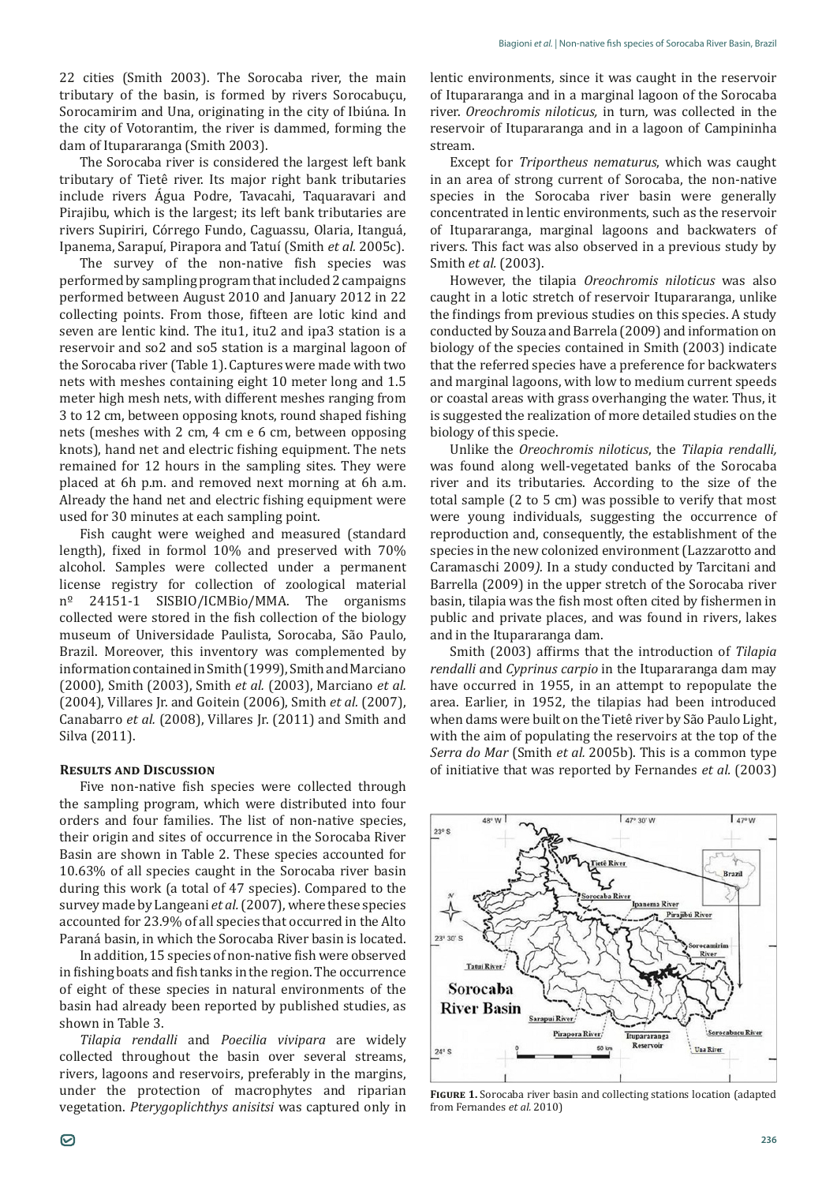22 cities (Smith 2003). The Sorocaba river, the main tributary of the basin, is formed by rivers Sorocabuçu, Sorocamirim and Una, originating in the city of Ibiúna. In the city of Votorantim, the river is dammed, forming the dam of Itupararanga (Smith 2003).

The Sorocaba river is considered the largest left bank tributary of Tietê river. Its major right bank tributaries include rivers Água Podre, Tavacahi, Taquaravari and Pirajibu, which is the largest; its left bank tributaries are rivers Supiriri, Córrego Fundo, Caguassu, Olaria, Itanguá, Ipanema, Sarapuí, Pirapora and Tatuí (Smith *et al.* 2005c).

The survey of the non-native fish species was performed by sampling program that included 2 campaigns performed between August 2010 and January 2012 in 22 collecting points. From those, fifteen are lotic kind and seven are lentic kind. The itu1, itu2 and ipa3 station is a reservoir and so2 and so5 station is a marginal lagoon of the Sorocaba river (Table 1). Captures were made with two nets with meshes containing eight 10 meter long and 1.5 meter high mesh nets, with different meshes ranging from 3 to 12 cm, between opposing knots, round shaped fishing nets (meshes with 2 cm, 4 cm e 6 cm, between opposing knots), hand net and electric fishing equipment. The nets remained for 12 hours in the sampling sites. They were placed at 6h p.m. and removed next morning at 6h a.m. Already the hand net and electric fishing equipment were used for 30 minutes at each sampling point.

Fish caught were weighed and measured (standard length), fixed in formol 10% and preserved with 70% alcohol. Samples were collected under a permanent license registry for collection of zoological material nº 24151-1 SISBIO/ICMBio/MMA. The organisms collected were stored in the fish collection of the biology museum of Universidade Paulista, Sorocaba, São Paulo, Brazil. Moreover, this inventory was complemented by information contained in Smith (1999), Smith and Marciano (2000), Smith (2003), Smith *et al.* (2003), Marciano *et al.* (2004), Villares Jr. and Goitein (2006), Smith *et al.* (2007), Canabarro *et al.* (2008), Villares Jr. (2011) and Smith and Silva (2011).

## Results and Discussion

Five non-native fish species were collected through the sampling program, which were distributed into four orders and four families. The list of non-native species, their origin and sites of occurrence in the Sorocaba River Basin are shown in Table 2. These species accounted for 10.63% of all species caught in the Sorocaba river basin during this work (a total of 47 species). Compared to the survey made by Langeani *et al.* (2007), where these species accounted for 23.9% of all species that occurred in the Alto Paraná basin, in which the Sorocaba River basin is located.

In addition, 15 species of non-native fish were observed in fishing boats and fish tanks in the region. The occurrence of eight of these species in natural environments of the basin had already been reported by published studies, as shown in Table 3.

*Tilapia rendalli* and *Poecilia vivipara* are widely collected throughout the basin over several streams, rivers, lagoons and reservoirs, preferably in the margins, under the protection of macrophytes and riparian vegetation. *Pterygoplichthys anisitsi* was captured only in lentic environments, since it was caught in the reservoir of Itupararanga and in a marginal lagoon of the Sorocaba river. *Oreochromis niloticus,* in turn, was collected in the reservoir of Itupararanga and in a lagoon of Campininha stream.

Except for *Triportheus nematurus*, which was caught in an area of strong current of Sorocaba, the non-native species in the Sorocaba river basin were generally concentrated in lentic environments, such as the reservoir of Itupararanga, marginal lagoons and backwaters of rivers. This fact was also observed in a previous study by Smith *et al.* (2003).

However, the tilapia *Oreochromis niloticus* was also caught in a lotic stretch of reservoir Itupararanga, unlike the findings from previous studies on this species. A study conducted by Souza and Barrela (2009) and information on biology of the species contained in Smith (2003) indicate that the referred species have a preference for backwaters and marginal lagoons, with low to medium current speeds or coastal areas with grass overhanging the water. Thus, it is suggested the realization of more detailed studies on the biology of this specie.

Unlike the *Oreochromis niloticus*, the *Tilapia rendalli,* was found along well-vegetated banks of the Sorocaba river and its tributaries. According to the size of the total sample (2 to 5 cm) was possible to verify that most were young individuals, suggesting the occurrence of reproduction and, consequently, the establishment of the species in the new colonized environment (Lazzarotto and Caramaschi 2009). In a study conducted by Tarcitani and Barrella (2009) in the upper stretch of the Sorocaba river basin, tilapia was the fish most often cited by fishermen in public and private places, and was found in rivers, lakes and in the Itupararanga dam.

Smith (2003) affirms that the introduction of *Tilapia rendalli* and *Cyprinus carpio* in the Itupararanga dam may have occurred in 1955, in an attempt to repopulate the area. Earlier, in 1952, the tilapias had been introduced when dams were built on the Tietê river by São Paulo Light, with the aim of populating the reservoirs at the top of the *Serra do Mar* (Smith *et al.* 2005b). This is a common type of initiative that was reported by Fernandes *et al.* (2003)

**Figure 1.** Sorocaba river basin and collecting stations location (adapted from Fernandes *et al.* 2010)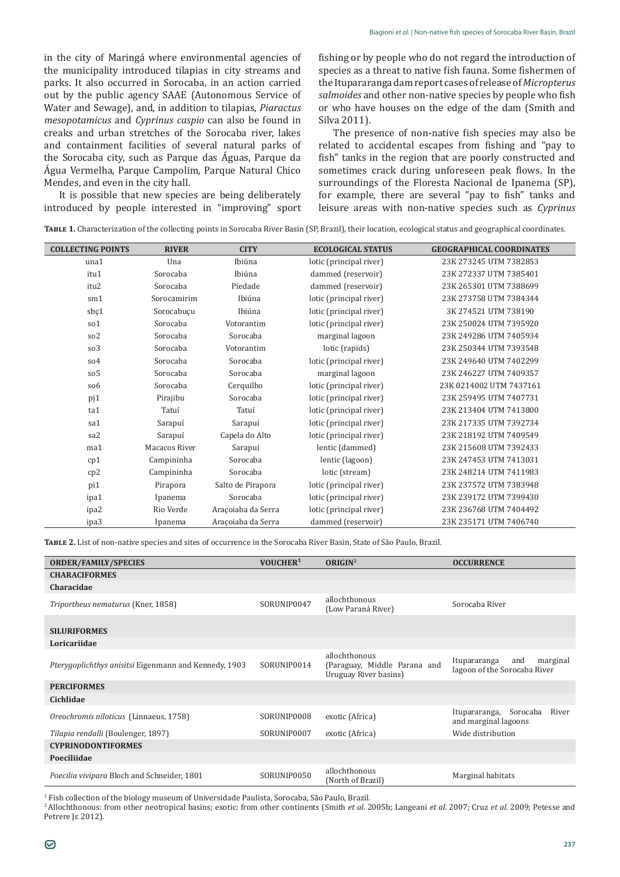in the city of Maringá where environmental agencies of the municipality introduced tilapias in city streams and parks. It also occurred in Sorocaba, in an action carried out by the public agency SAAE (Autonomous Service of Water and Sewage), and, in addition to tilapias, *Piaractus mesopotamicus* and *Cyprinus caspio* can also be found in creaks and urban stretches of the Sorocaba river, lakes and containment facilities of several natural parks of the Sorocaba city, such as Parque das Águas, Parque da Água Vermelha, Parque Campolim, Parque Natural Chico Mendes, and even in the city hall.

It is possible that new species are being deliberately introduced by people interested in "improving" sport fishing or by people who do not regard the introduction of species as a threat to native fish fauna. Some fishermen of the Itupararanga dam report cases of release of *Micropterus salmoides* and other non-native species by people who fish or who have houses on the edge of the dam (Smith and Silva 2011).

The presence of non-native fish species may also be related to accidental escapes from fishing and "pay to fish" tanks in the region that are poorly constructed and sometimes crack during unforeseen peak flows. In the surroundings of the Floresta Nacional de Ipanema (SP), for example, there are several "pay to fish" tanks and leisure areas with non-native species such as *Cyprinus*

**Table 1.** Characterization of the collecting points in Sorocaba River Basin (SP, Brazil), their location, ecological status and geographical coordinates.

| COLLECTING POINTS | RIVER | CITY | ECOLOGICAL STATUS | GEOGRAPHICAL COORDINATES |
|---|---|---|---|---|
| una1 | Una | Ibiúna | lotic (principal river) | 23K 273245 UTM 7382853 |
| itu1 | Sorocaba | Ibiúna | dammed (reservoir) | 23K 272337 UTM 7385401 |
| itu2 | Sorocaba | Piedade | dammed (reservoir) | 23K 265301 UTM 7388699 |
| sm1 | Sorocamirim | Ibiúna | lotic (principal river) | 23K 273758 UTM 7384344 |
| sbç1 | Sorocabuçu | Ibiúna | lotic (principal river) | 3K 274521 UTM 738190 |
| so1 | Sorocaba | Votorantim | lotic (principal river) | 23K 250024 UTM 7395920 |
| so2 | Sorocaba | Sorocaba | marginal lagoon | 23K 249286 UTM 7405934 |
| so3 | Sorocaba | Votorantim | lotic (rapids) | 23K 250344 UTM 7393548 |
| so4 | Sorocaba | Sorocaba | lotic (principal river) | 23K 249640 UTM 7402299 |
| so5 | Sorocaba | Sorocaba | marginal lagoon | 23K 246227 UTM 7409357 |
| so6 | Sorocaba | Cerquilho | lotic (principal river) | 23K 0214002 UTM 7437161 |
| pj1 | Pirajibu | Sorocaba | lotic (principal river) | 23K 259495 UTM 7407731 |
| ta1 | Tatuí | Tatuí | lotic (principal river) | 23K 213404 UTM 7413800 |
| sa1 | Sarapuí | Sarapuí | lotic (principal river) | 23K 217335 UTM 7392734 |
| sa2 | Sarapuí | Capela do Alto | lotic (principal river) | 23K 218192 UTM 7409549 |
| ma1 | Macacos River | Sarapuí | lentic (dammed) | 23K 215608 UTM 7392433 |
| cp1 | Campininha | Sorocaba | lentic (lagoon) | 23K 247453 UTM 7413031 |
| cp2 | Campininha | Sorocaba | lotic (stream) | 23K 248214 UTM 7411983 |
| pi1 | Pirapora | Salto de Pirapora | lotic (principal river) | 23K 237572 UTM 7383948 |
| ipa1 | Ipanema | Sorocaba | lotic (principal river) | 23K 239172 UTM 7399430 |
| ipa2 | Rio Verde | Araçoiaba da Serra | lotic (principal river) | 23K 236768 UTM 7404492 |
| ipa3 | Ipanema | Araçoiaba da Serra | dammed (reservoir) | 23K 235171 UTM 7406740 |

**Table 2.** List of non-native species and sites of occurrence in the Sorocaba River Basin, State of São Paulo, Brazil.

| ORDER/FAMILY/SPECIES | VOUCHER[1] | ORIGIN[2] | OCCURRENCE |
|---|---|---|---|
| **CHARACIFORMES** | | | |
| **Characidae** | | | |
| *Triportheus nematurus* (Kner, 1858) | SORUNIP0047 | allochthonous (Low Paraná River) | Sorocaba River |
| **SILURIFORMES** | | | |
| **Loricariidae** | | | |
| *Pterygoplichthys anisitsi* Eigenmann and Kennedy, 1903 | SORUNIP0014 | allochthonous (Paraguay, Middle Parana and Uruguay River basins) | Itupararanga and marginal lagoon of the Sorocaba River |
| **PERCIFORMES** | | | |
| **Cichlidae** | | | |
| *Oreochromis niloticus* (Linnaeus, 1758) | SORUNIP0008 | exotic (Africa) | Itupararanga, Sorocaba River and marginal lagoons |
| *Tilapia rendalli* (Boulenger, 1897) | SORUNIP0007 | exotic (Africa) | Wide distribution |
| **CYPRINODONTIFORMES** | | | |
| **Poeciliidae** | | | |
| *Poecilia vivipara* Bloch and Schneider, 1801 | SORUNIP0050 | allochthonous (North of Brazil) | Marginal habitats |

[1] Fish collection of the biology museum of Universidade Paulista, Sorocaba, São Paulo, Brazil.
[2] Allochthonous: from other neotropical basins; exotic: from other continents (Smith *et al.* 2005b; Langeani *et al.* 2007; Cruz *et al.* 2009; Petesse and Petrere Jr. 2012).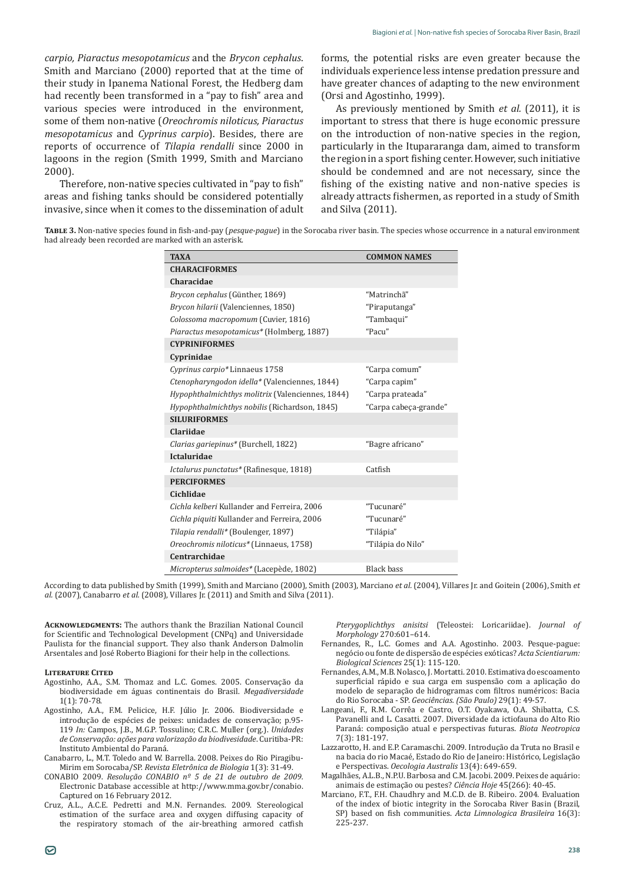*carpio, Piaractus mesopotamicus* and the *Brycon cephalus*. Smith and Marciano (2000) reported that at the time of their study in Ipanema National Forest, the Hedberg dam had recently been transformed in a "pay to fish" area and various species were introduced in the environment, some of them non-native (*Oreochromis niloticus, Piaractus mesopotamicus* and *Cyprinus carpio*). Besides, there are reports of occurrence of *Tilapia rendalli* since 2000 in lagoons in the region (Smith 1999, Smith and Marciano 2000).

Therefore, non-native species cultivated in "pay to fish" areas and fishing tanks should be considered potentially invasive, since when it comes to the dissemination of adult forms, the potential risks are even greater because the individuals experience less intense predation pressure and have greater chances of adapting to the new environment (Orsi and Agostinho, 1999).

As previously mentioned by Smith *et al.* (2011), it is important to stress that there is huge economic pressure on the introduction of non-native species in the region, particularly in the Itupararanga dam, aimed to transform the region in a sport fishing center. However, such initiative should be condemned and are not necessary, since the fishing of the existing native and non-native species is already attracts fishermen, as reported in a study of Smith and Silva (2011).

**Table 3.** Non-native species found in fish-and-pay (*pesque-pague*) in the Sorocaba river basin. The species whose occurrence in a natural environment had already been recorded are marked with an asterisk.

| TAXA | COMMON NAMES |
|---|---|
| **CHARACIFORMES** | |
| **Characidae** | |
| *Brycon cephalus* (Günther, 1869) | "Matrinchã" |
| *Brycon hilarii* (Valenciennes, 1850) | "Piraputanga" |
| *Colossoma macropomum* (Cuvier, 1816) | "Tambaqui" |
| *Piaractus mesopotamicus** (Holmberg, 1887) | "Pacu" |
| **CYPRINIFORMES** | |
| **Cyprinidae** | |
| *Cyprinus carpio** Linnaeus 1758 | "Carpa comum" |
| *Ctenopharyngodon idella** (Valenciennes, 1844) | "Carpa capim" |
| *Hypophthalmichthys molitrix* (Valenciennes, 1844) | "Carpa prateada" |
| *Hypophthalmichthys nobilis* (Richardson, 1845) | "Carpa cabeça-grande" |
| **SILURIFORMES** | |
| **Clariidae** | |
| *Clarias gariepinus** (Burchell, 1822) | "Bagre africano" |
| **Ictaluridae** | |
| *Ictalurus punctatus** (Rafinesque, 1818) | Catfish |
| **PERCIFORMES** | |
| **Cichlidae** | |
| *Cichla kelberi* Kullander and Ferreira, 2006 | "Tucunaré" |
| *Cichla piquiti* Kullander and Ferreira, 2006 | "Tucunaré" |
| *Tilapia rendalli** (Boulenger, 1897) | "Tilápia" |
| *Oreochromis niloticus** (Linnaeus, 1758) | "Tilápia do Nilo" |
| **Centrarchidae** | |
| *Micropterus salmoides** (Lacepède, 1802) | Black bass |

According to data published by Smith (1999), Smith and Marciano (2000), Smith (2003), Marciano *et al.* (2004), Villares Jr. and Goitein (2006), Smith *et al.* (2007), Canabarro *et al.* (2008), Villares Jr. (2011) and Smith and Silva (2011).

**Acknowledgments:** The authors thank the Brazilian National Council for Scientific and Technological Development (CNPq) and Universidade Paulista for the financial support. They also thank Anderson Dalmolin Arsentales and José Roberto Biagioni for their help in the collections.

## Literature Cited

- Agostinho, A.A., S.M. Thomaz and L.C. Gomes. 2005. Conservação da biodiversidade em águas continentais do Brasil. *Megadiversidade* 1(1): 70-78.
- Agostinho, A.A., F.M. Pelicice, H.F. Júlio Jr. 2006. Biodiversidade e introdução de espécies de peixes: unidades de conservação; p.95-119 *In:* Campos, J.B., M.G.P. Tossulino; C.R.C. Muller (org.). *Unidades de Conservação: ações para valorização da biodivesidade*. Curitiba-PR: Instituto Ambiental do Paraná.
- Canabarro, L., M.T. Toledo and W. Barrella. 2008. Peixes do Rio Piragibu-Mirim em Sorocaba/SP. *Revista Eletrônica de Biologia* 1(3): 31-49.
- CONABIO 2009. *Resolução CONABIO nº 5 de 21 de outubro de 2009.* Electronic Database accessible at http://www.mma.gov.br/conabio. Captured on 16 February 2012.
- Cruz, A.L., A.C.E. Pedretti and M.N. Fernandes. 2009. Stereological estimation of the surface area and oxygen diffusing capacity of the respiratory stomach of the air-breathing armored catfish *Pterygoplichthys anisitsi* (Teleostei: Loricariidae). *Journal of Morphology* 270:601–614.
- Fernandes, R., L.C. Gomes and A.A. Agostinho. 2003. Pesque-pague: negócio ou fonte de dispersão de espécies exóticas? *Acta Scientiarum: Biological Sciences* 25(1): 115-120.
- Fernandes, A.M., M.B. Nolasco, J. Mortatti. 2010. Estimativa do escoamento superficial rápido e sua carga em suspensão com a aplicação do modelo de separação de hidrogramas com filtros numéricos: Bacia do Rio Sorocaba - SP. *Geociências. (São Paulo)* 29(1): 49-57.
- Langeani, F., R.M. Corrêa e Castro, O.T. Oyakawa, O.A. Shibatta, C.S. Pavanelli and L. Casatti. 2007. Diversidade da ictiofauna do Alto Rio Paraná: composição atual e perspectivas futuras. *Biota Neotropica* 7(3): 181-197.
- Lazzarotto, H. and E.P. Caramaschi. 2009. Introdução da Truta no Brasil e na bacia do rio Macaé, Estado do Rio de Janeiro: Histórico, Legislação e Perspectivas. *Oecologia Australis* 13(4): 649-659.
- Magalhães, A.L.B., N.P.U. Barbosa and C.M. Jacobi. 2009. Peixes de aquário: animais de estimação ou pestes? *Ciência Hoje* 45(266): 40-45.
- Marciano, F.T., F.H. Chaudhry and M.C.D. de B. Ribeiro. 2004. Evaluation of the index of biotic integrity in the Sorocaba River Basin (Brazil, SP) based on fish communities. *Acta Limnologica Brasileira* 16(3): 225-237.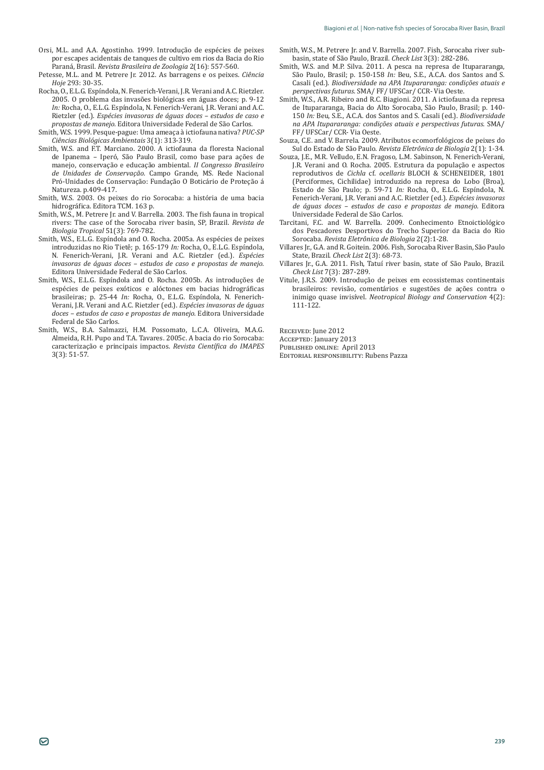Orsi, M.L. and A.A. Agostinho. 1999. Introdução de espécies de peixes por escapes acidentais de tanques de cultivo em rios da Bacia do Rio Paraná, Brasil. *Revista Brasileira de Zoologia* 2(16): 557-560.

Petesse, M.L. and M. Petrere Jr. 2012. As barragens e os peixes. *Ciência Hoje* 293: 30-35.

Rocha, O., E.L.G. Espíndola, N. Fenerich-Verani, J.R. Verani and A.C. Rietzler. 2005. O problema das invasões biológicas em águas doces; p. 9-12 *In:* Rocha, O., E.L.G. Espíndola, N. Fenerich-Verani, J.R. Verani and A.C. Rietzler (ed.). *Espécies invasoras de águas doces – estudos de caso e propostas de manejo.* Editora Universidade Federal de São Carlos.

Smith, W.S. 1999. Pesque-pague: Uma ameaça à ictiofauna nativa? *PUC-SP Ciências Biológicas Ambientais* 3(1): 313-319.

Smith, W.S. and F.T. Marciano. 2000. A ictiofauna da floresta Nacional de Ipanema – Iperó, São Paulo Brasil, como base para ações de manejo, conservação e educação ambiental. *II Congresso Brasileiro de Unidades de Conservação.* Campo Grande, MS. Rede Nacional Pró-Unidades de Conservação: Fundação O Boticário de Proteção á Natureza. p.409-417.

Smith, W.S. 2003. Os peixes do rio Sorocaba: a história de uma bacia hidrográfica. Editora TCM. 163 p.

Smith, W.S., M. Petrere Jr and V. Barrella. 2003. The fish fauna in tropical rivers: The case of the Sorocaba river basin, SP, Brazil. *Revista de Biologia Tropical* 51(3): 769-782.

Smith, W.S., E.L.G. Espíndola and O. Rocha. 2005a. As espécies de peixes introduzidas no Rio Tietê; p. 165-179 *In:* Rocha, O., E.L.G. Espíndola, N. Fenerich-Verani, J.R. Verani and A.C. Rietzler (ed.). *Espécies invasoras de águas doces – estudos de caso e propostas de manejo.* Editora Universidade Federal de São Carlos.

Smith, W.S., E.L.G. Espíndola and O. Rocha. 2005b. As introduções de espécies de peixes exóticos e alóctones em bacias hidrográficas brasileiras; p. 25-44 *In:* Rocha, O., E.L.G. Espíndola, N. Fenerich-Verani, J.R. Verani and A.C. Rietzler (ed.). *Espécies invasoras de águas doces – estudos de caso e propostas de manejo.* Editora Universidade Federal de São Carlos.

Smith, W.S., B.A. Salmazzi, H.M. Possomato, L.C.A. Oliveira, M.A.G. Almeida, R.H. Pupo and T.A. Tavares. 2005c. A bacia do rio Sorocaba: caracterização e principais impactos. *Revista Científica do IMAPES* 3(3): 51-57.

Smith, W.S., M. Petrere Jr. and V. Barrella. 2007. Fish, Sorocaba river sub-basin, state of São Paulo, Brazil. *Check List* 3(3): 282-286.

Smith, W.S. and M.P. Silva. 2011. A pesca na represa de Itupararanga, São Paulo, Brasil; p. 150-158 *In:* Beu, S.E., A.C.A. dos Santos and S. Casali (ed.). *Biodiversidade na APA Itupararanga: condições atuais e perspectivas futuras.* SMA/ FF/ UFSCar/ CCR- Via Oeste.

Smith, W.S., A.R. Ribeiro and R.C. Biagioni. 2011. A ictiofauna da represa de Itupararanga, Bacia do Alto Sorocaba, São Paulo, Brasil; p. 140-150 *In:* Beu, S.E., A.C.A. dos Santos and S. Casali (ed.). *Biodiversidade na APA Itupararanga: condições atuais e perspectivas futuras.* SMA/ FF/ UFSCar/ CCR- Via Oeste.

Souza, C.E. and V. Barrela. 2009. Atributos ecomorfológicos de peixes do Sul do Estado de São Paulo. *Revista Eletrônica de Biologia* 2(1): 1-34.

Souza, J.E., M.R. Velludo, E.N. Fragoso, L.M. Sabinson, N. Fenerich-Verani, J.R. Verani and O. Rocha. 2005. Estrutura da população e aspectos reprodutivos de *Cichla* cf. *ocellaris* BLOCH & SCHENEIDER, 1801 (Perciformes, Cichilidae) introduzido na represa do Lobo (Broa), Estado de São Paulo; p. 59-71 *In:* Rocha, O., E.L.G. Espíndola, N. Fenerich-Verani, J.R. Verani and A.C. Rietzler (ed.). *Espécies invasoras de águas doces – estudos de caso e propostas de manejo.* Editora Universidade Federal de São Carlos.

Tarcitani, F.C. and W. Barrella. 2009. Conhecimento Etnoictiológico dos Pescadores Desportivos do Trecho Superior da Bacia do Rio Sorocaba. *Revista Eletrônica de Biologia* 2(2):1-28.

Villares Jr., G.A. and R. Goitein. 2006. Fish, Sorocaba River Basin, São Paulo State, Brazil. *Check List* 2(3): 68-73.

Villares Jr., G.A. 2011. Fish, Tatuí river basin, state of São Paulo, Brazil. *Check List* 7(3): 287-289.

Vitule, J.R.S. 2009. Introdução de peixes em ecossistemas continentais brasileiros: revisão, comentários e sugestões de ações contra o inimigo quase invisível. *Neotropical Biology and Conservation* 4(2): 111-122.

Received: June 2012
Accepted: January 2013
Published online: April 2013
Editorial responsibility: Rubens Pazza